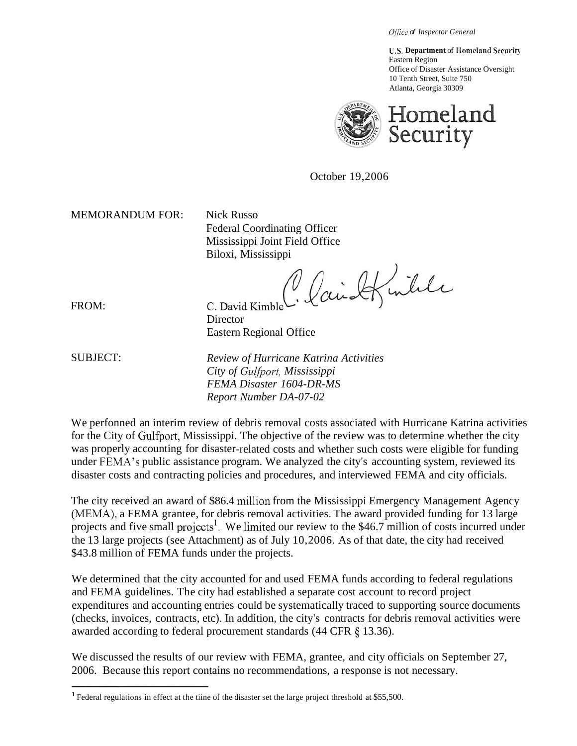*Office of Inspector General*

**U.S. Department** of **Homeland Security**
Eastern Region
Office of Disaster Assistance Oversight
10 Tenth Street, Suite 750
Atlanta, Georgia 30309

Homeland Security

October 19,2006

MEMORANDUM FOR: Nick Russo
Federal Coordinating Officer
Mississippi Joint Field Office
Biloxi, Mississippi

FROM: C. David Kimble
Director
Eastern Regional Office

SUBJECT: *Review of Hurricane Katrina Activities*
*City of Gulfport, Mississippi*
*FEMA Disaster 1604-DR-MS*
*Report Number DA-07-02*

We perfonned an interim review of debris removal costs associated with Hurricane Katrina activities for the City of Gulfport, Mississippi. The objective of the review was to determine whether the city was properly accounting for disaster-related costs and whether such costs were eligible for funding under FEMA's public assistance program. We analyzed the city's accounting system, reviewed its disaster costs and contracting policies and procedures, and interviewed FEMA and city officials.

The city received an award of $86.4 million from the Mississippi Emergency Management Agency (MEMA), a FEMA grantee, for debris removal activities. The award provided funding for 13 large projects and five small projects[1]. We limited our review to the $46.7 million of costs incurred under the 13 large projects (see Attachment) as of July 10,2006. As of that date, the city had received $43.8 million of FEMA funds under the projects.

We determined that the city accounted for and used FEMA funds according to federal regulations and FEMA guidelines. The city had established a separate cost account to record project expenditures and accounting entries could be systematically traced to supporting source documents (checks, invoices, contracts, etc). In addition, the city's contracts for debris removal activities were awarded according to federal procurement standards (44 CFR § 13.36).

We discussed the results of our review with FEMA, grantee, and city officials on September 27, 2006. Because this report contains no recommendations, a response is not necessary.

[1] Federal regulations in effect at the tiine of the disaster set the large project threshold at $55,500.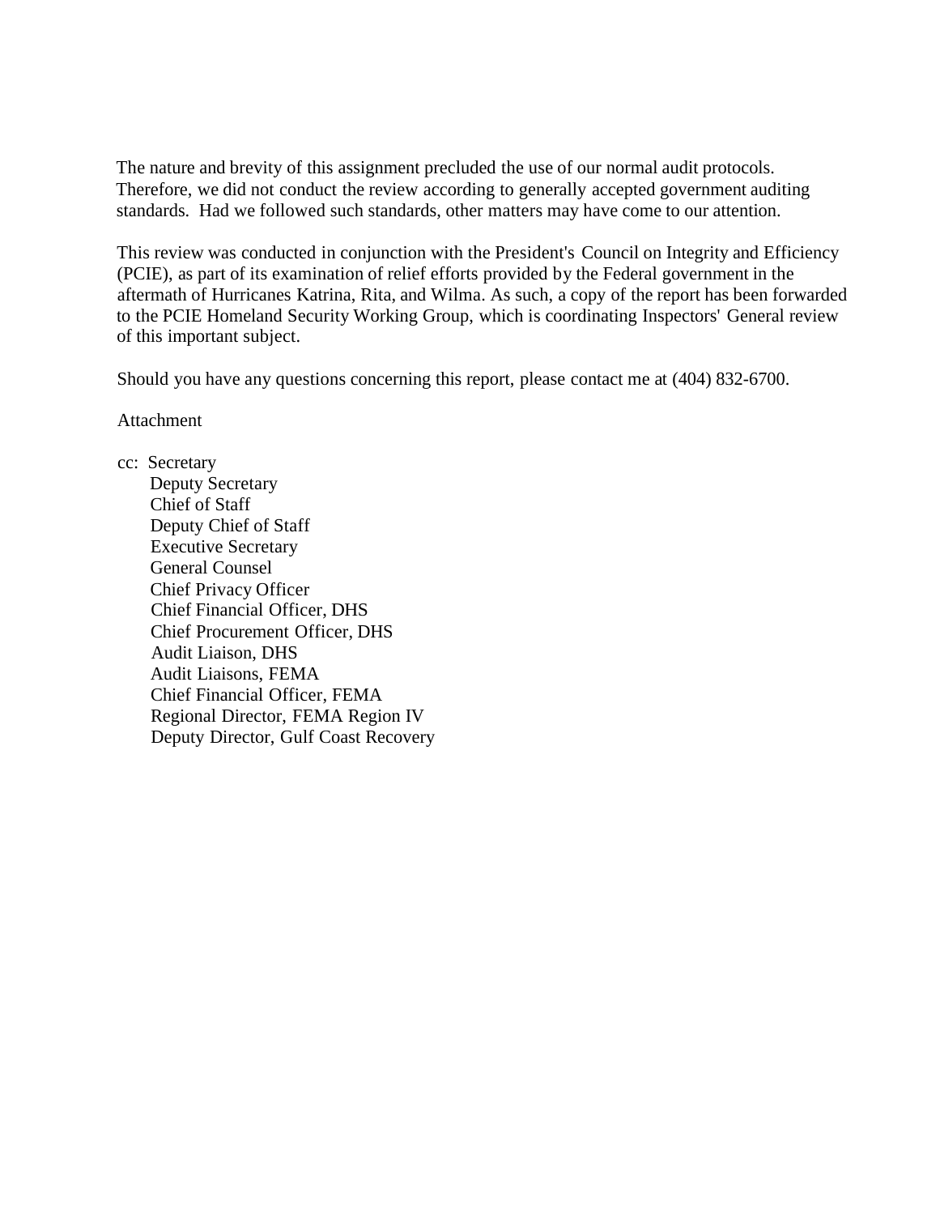The nature and brevity of this assignment precluded the use of our normal audit protocols. Therefore, we did not conduct the review according to generally accepted government auditing standards. Had we followed such standards, other matters may have come to our attention.

This review was conducted in conjunction with the President's Council on Integrity and Efficiency (PCIE), as part of its examination of relief efforts provided by the Federal government in the aftermath of Hurricanes Katrina, Rita, and Wilma. As such, a copy of the report has been forwarded to the PCIE Homeland Security Working Group, which is coordinating Inspectors' General review of this important subject.

Should you have any questions concerning this report, please contact me at (404) 832-6700.

Attachment

cc: Secretary
Deputy Secretary
Chief of Staff
Deputy Chief of Staff
Executive Secretary
General Counsel
Chief Privacy Officer
Chief Financial Officer, DHS
Chief Procurement Officer, DHS
Audit Liaison, DHS
Audit Liaisons, FEMA
Chief Financial Officer, FEMA
Regional Director, FEMA Region IV
Deputy Director, Gulf Coast Recovery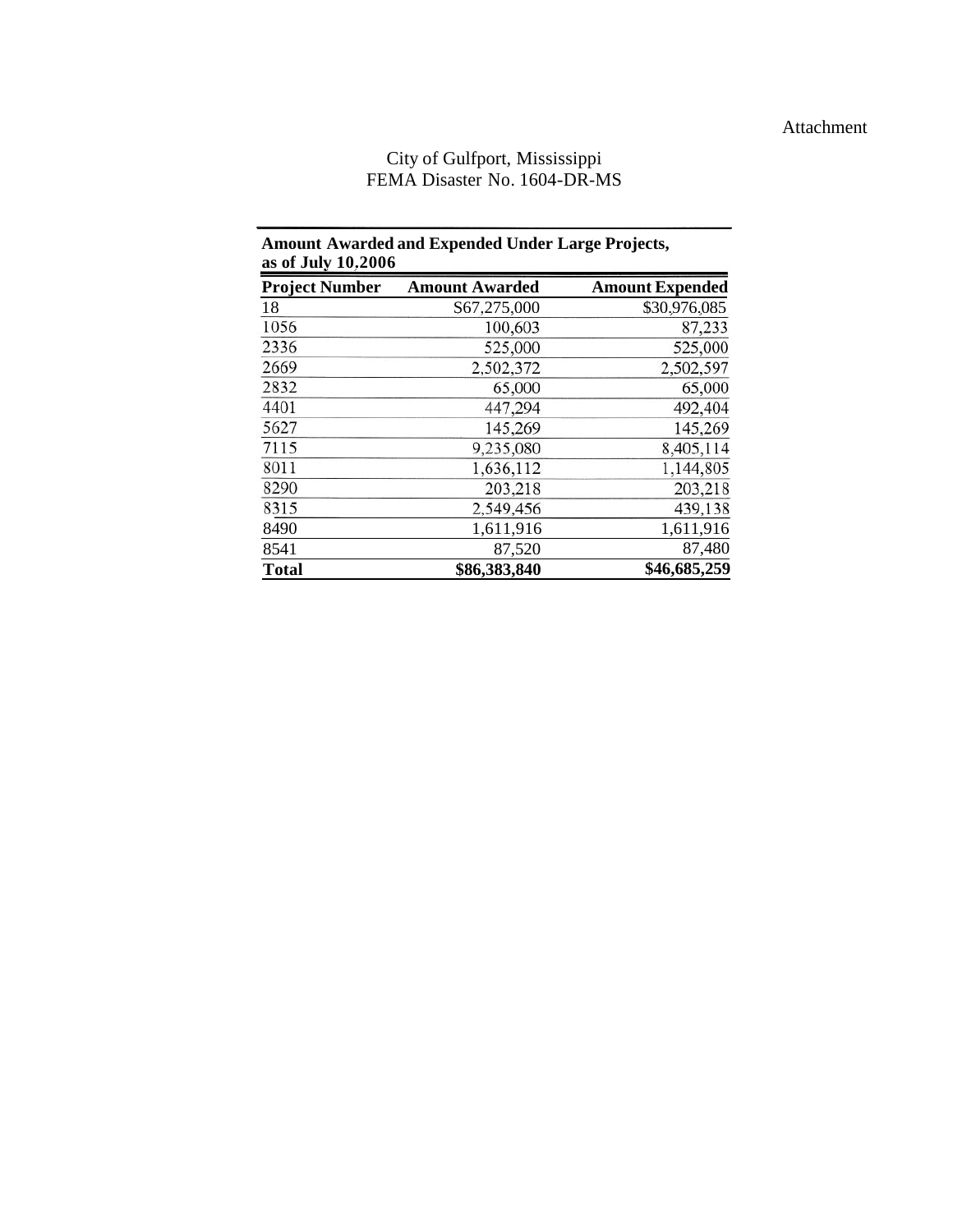Attachment

City of Gulfport, Mississippi
FEMA Disaster No. 1604-DR-MS

**Amount Awarded and Expended Under Large Projects, as of July 10,2006**

| Project Number | Amount Awarded | Amount Expended |
| --- | --- | --- |
| 18 | S67,275,000 | $30,976.085 |
| 1056 | 100,603 | 87,233 |
| 2336 | 525,000 | 525,000 |
| 2669 | 2,502,372 | 2,502,597 |
| 2832 | 65,000 | 65,000 |
| 4401 | 447,294 | 492,404 |
| 5627 | 145,269 | 145,269 |
| 7115 | 9,235,080 | 8,405,114 |
| 8011 | 1,636,112 | 1,144,805 |
| 8290 | 203,218 | 203,218 |
| 8315 | 2,549,456 | 439,138 |
| 8490 | 1,611,916 | 1,611,916 |
| 8541 | 87,520 | 87,480 |
| **Total** | **$86,383,840** | **$46,685,259** |